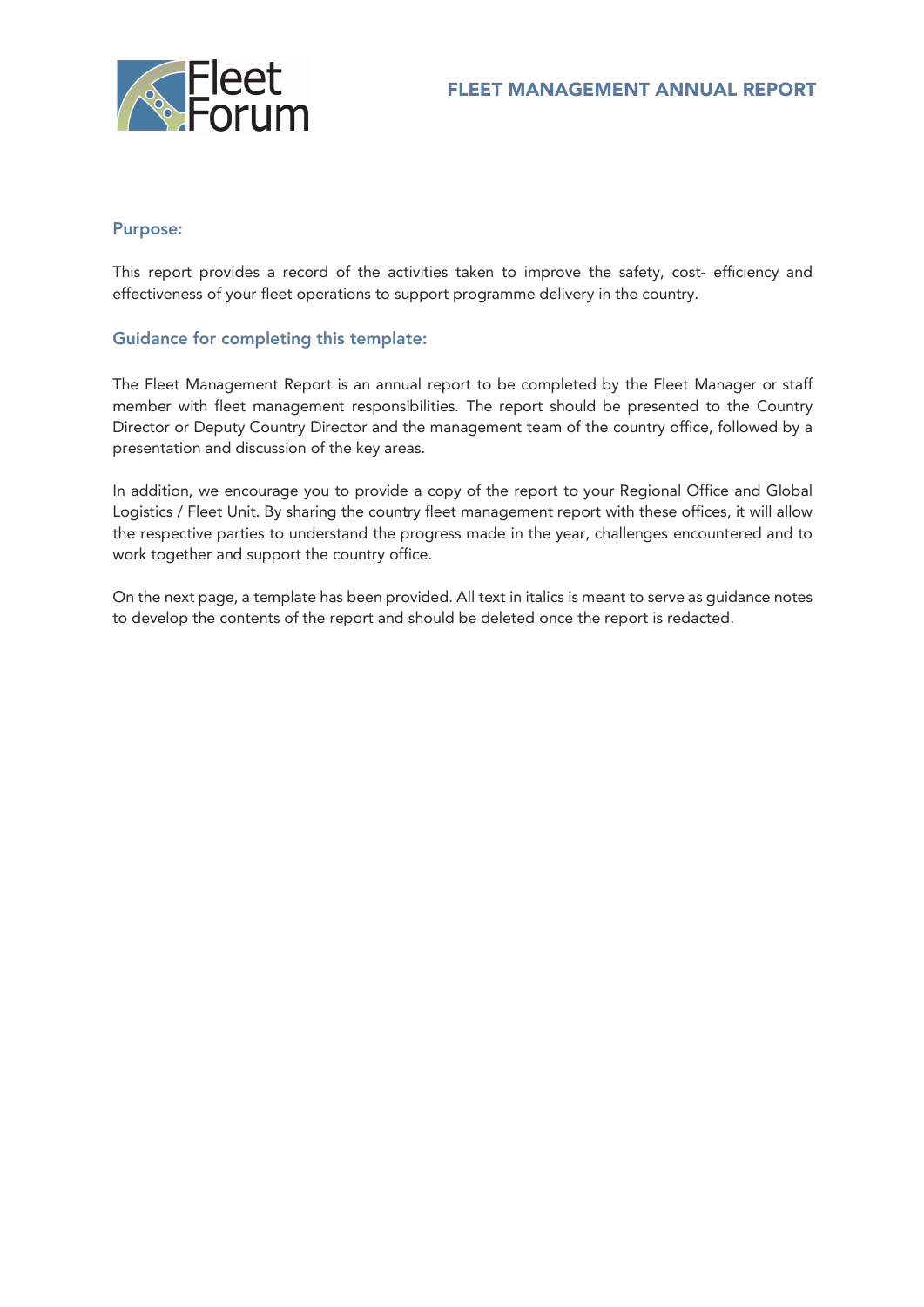# FLEET MANAGEMENT ANNUAL REPORT

## Purpose:

This report provides a record of the activities taken to improve the safety, cost- efficiency and effectiveness of your fleet operations to support programme delivery in the country.

## Guidance for completing this template:

The Fleet Management Report is an annual report to be completed by the Fleet Manager or staff member with fleet management responsibilities. The report should be presented to the Country Director or Deputy Country Director and the management team of the country office, followed by a presentation and discussion of the key areas.

In addition, we encourage you to provide a copy of the report to your Regional Office and Global Logistics / Fleet Unit. By sharing the country fleet management report with these offices, it will allow the respective parties to understand the progress made in the year, challenges encountered and to work together and support the country office.

On the next page, a template has been provided. All text in italics is meant to serve as guidance notes to develop the contents of the report and should be deleted once the report is redacted.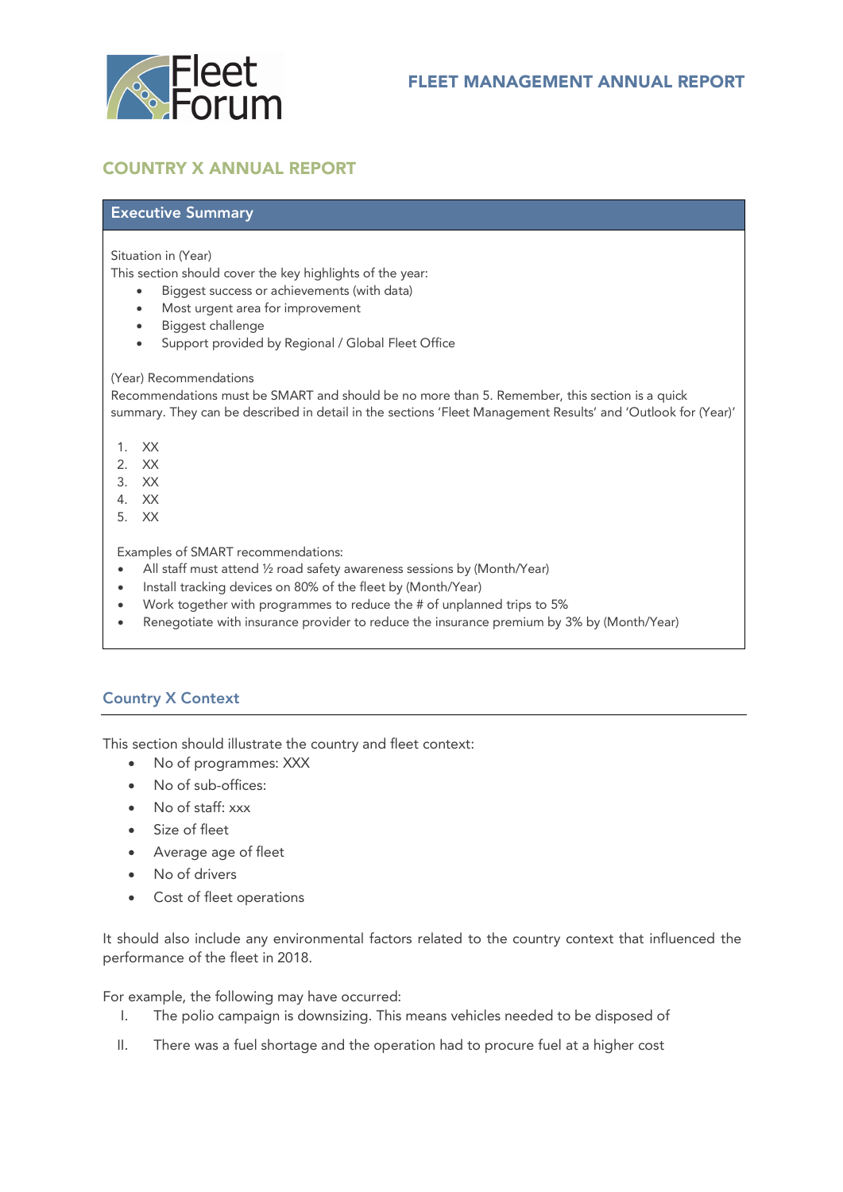# COUNTRY X ANNUAL REPORT

## Executive Summary

Situation in (Year)

This section should cover the key highlights of the year:

- Biggest success or achievements (with data)
- Most urgent area for improvement
- Biggest challenge
- Support provided by Regional / Global Fleet Office

(Year) Recommendations

Recommendations must be SMART and should be no more than 5. Remember, this section is a quick summary. They can be described in detail in the sections 'Fleet Management Results' and 'Outlook for (Year)'

1. XX
2. XX
3. XX
4. XX
5. XX

Examples of SMART recommendations:

- All staff must attend ½ road safety awareness sessions by (Month/Year)
- Install tracking devices on 80% of the fleet by (Month/Year)
- Work together with programmes to reduce the # of unplanned trips to 5%
- Renegotiate with insurance provider to reduce the insurance premium by 3% by (Month/Year)

## Country X Context

This section should illustrate the country and fleet context:

- No of programmes: XXX
- No of sub-offices:
- No of staff: xxx
- Size of fleet
- Average age of fleet
- No of drivers
- Cost of fleet operations

It should also include any environmental factors related to the country context that influenced the performance of the fleet in 2018.

For example, the following may have occurred:

I. The polio campaign is downsizing. This means vehicles needed to be disposed of
II. There was a fuel shortage and the operation had to procure fuel at a higher cost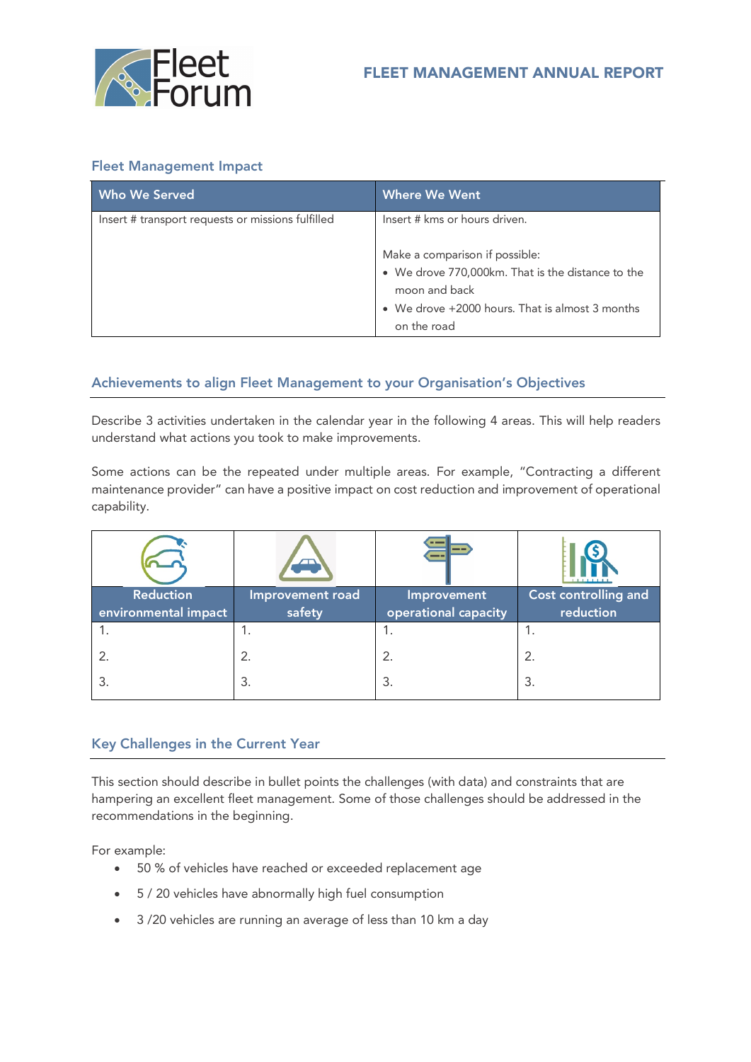## Fleet Management Impact

| Who We Served | Where We Went |
|---|---|
| Insert # transport requests or missions fulfilled | Insert # kms or hours driven.<br><br>Make a comparison if possible:<br>• We drove 770,000km. That is the distance to the moon and back<br>• We drove +2000 hours. That is almost 3 months on the road |

## Achievements to align Fleet Management to your Organisation's Objectives

Describe 3 activities undertaken in the calendar year in the following 4 areas. This will help readers understand what actions you took to make improvements.

Some actions can be the repeated under multiple areas. For example, "Contracting a different maintenance provider" can have a positive impact on cost reduction and improvement of operational capability.

| Reduction environmental impact | Improvement road safety | Improvement operational capacity | Cost controlling and reduction |
|---|---|---|---|
| 1. | 1. | 1. | 1. |
| 2. | 2. | 2. | 2. |
| 3. | 3. | 3. | 3. |

## Key Challenges in the Current Year

This section should describe in bullet points the challenges (with data) and constraints that are hampering an excellent fleet management. Some of those challenges should be addressed in the recommendations in the beginning.

For example:

- 50 % of vehicles have reached or exceeded replacement age
- 5 / 20 vehicles have abnormally high fuel consumption
- 3 /20 vehicles are running an average of less than 10 km a day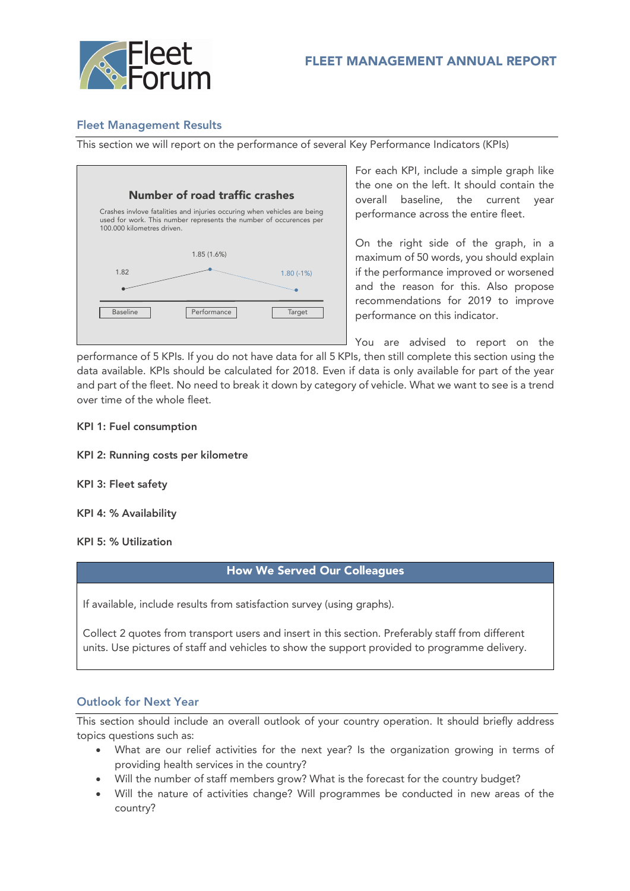## Fleet Management Results

This section we will report on the performance of several Key Performance Indicators (KPIs)

**Number of road traffic crashes**

Crashes invlove fatalities and injuries occuring when vehicles are being used for work. This number represents the number of occurences per 100.000 kilometres driven.

| Baseline | Performance | Target |
|---|---|---|
| 1.82 | 1.85 (1.6%) | 1.80 (-1%) |

For each KPI, include a simple graph like the one on the left. It should contain the overall baseline, the current year performance across the entire fleet.

On the right side of the graph, in a maximum of 50 words, you should explain if the performance improved or worsened and the reason for this. Also propose recommendations for 2019 to improve performance on this indicator.

You are advised to report on the performance of 5 KPIs. If you do not have data for all 5 KPIs, then still complete this section using the data available. KPIs should be calculated for 2018. Even if data is only available for part of the year and part of the fleet. No need to break it down by category of vehicle. What we want to see is a trend over time of the whole fleet.

**KPI 1: Fuel consumption**

**KPI 2: Running costs per kilometre**

**KPI 3: Fleet safety**

**KPI 4: % Availability**

**KPI 5: % Utilization**

### How We Served Our Colleagues

If available, include results from satisfaction survey (using graphs).

Collect 2 quotes from transport users and insert in this section. Preferably staff from different units. Use pictures of staff and vehicles to show the support provided to programme delivery.

## Outlook for Next Year

This section should include an overall outlook of your country operation. It should briefly address topics questions such as:

- What are our relief activities for the next year? Is the organization growing in terms of providing health services in the country?
- Will the number of staff members grow? What is the forecast for the country budget?
- Will the nature of activities change? Will programmes be conducted in new areas of the country?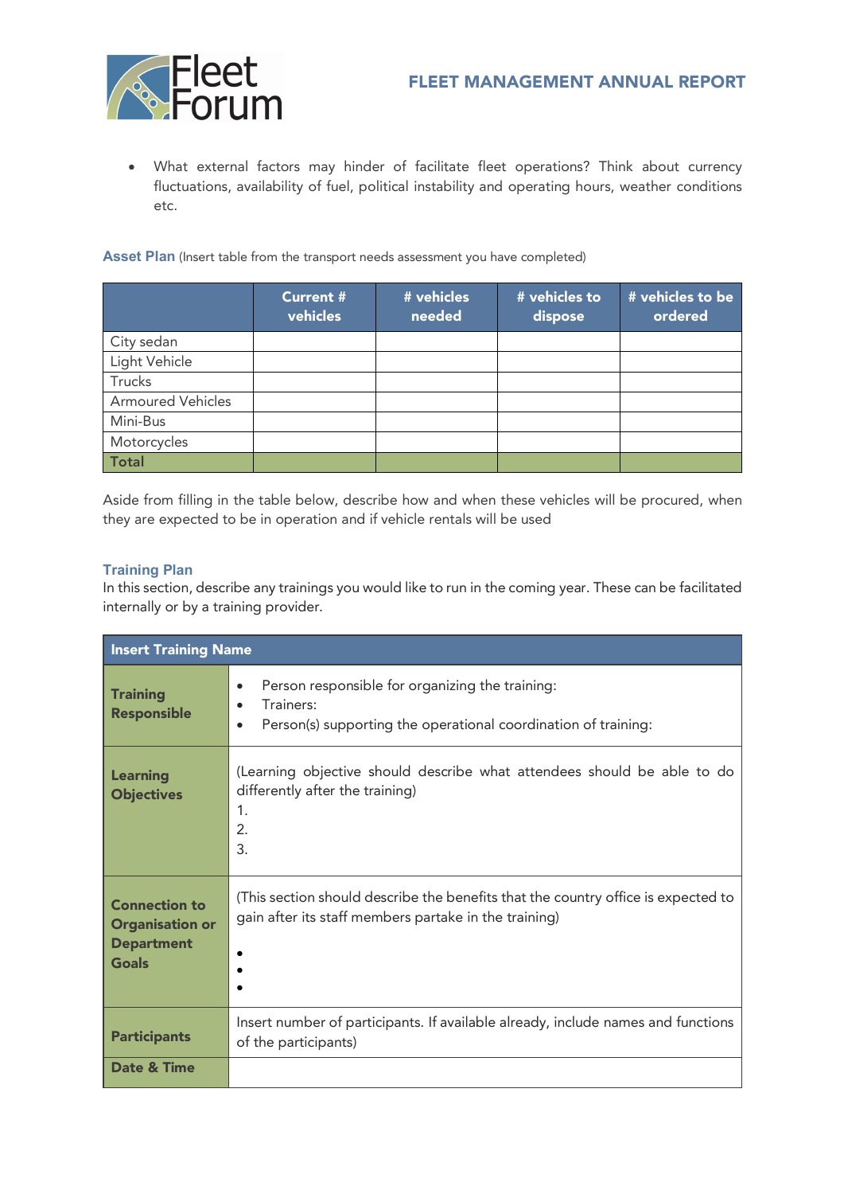- What external factors may hinder of facilitate fleet operations? Think about currency fluctuations, availability of fuel, political instability and operating hours, weather conditions etc.

### Asset Plan (Insert table from the transport needs assessment you have completed)

| | Current # vehicles | # vehicles needed | # vehicles to dispose | # vehicles to be ordered |
|---|---|---|---|---|
| City sedan | | | | |
| Light Vehicle | | | | |
| Trucks | | | | |
| Armoured Vehicles | | | | |
| Mini-Bus | | | | |
| Motorcycles | | | | |
| **Total** | | | | |

Aside from filling in the table below, describe how and when these vehicles will be procured, when they are expected to be in operation and if vehicle rentals will be used

### Training Plan

In this section, describe any trainings you would like to run in the coming year. These can be facilitated internally or by a training provider.

| **Insert Training Name** | |
|---|---|
| **Training Responsible** | • Person responsible for organizing the training:<br>• Trainers:<br>• Person(s) supporting the operational coordination of training: |
| **Learning Objectives** | (Learning objective should describe what attendees should be able to do differently after the training)<br>1.<br>2.<br>3. |
| **Connection to Organisation or Department Goals** | (This section should describe the benefits that the country office is expected to gain after its staff members partake in the training)<br>•<br>•<br>• |
| **Participants** | Insert number of participants. If available already, include names and functions of the participants) |
| **Date & Time** | |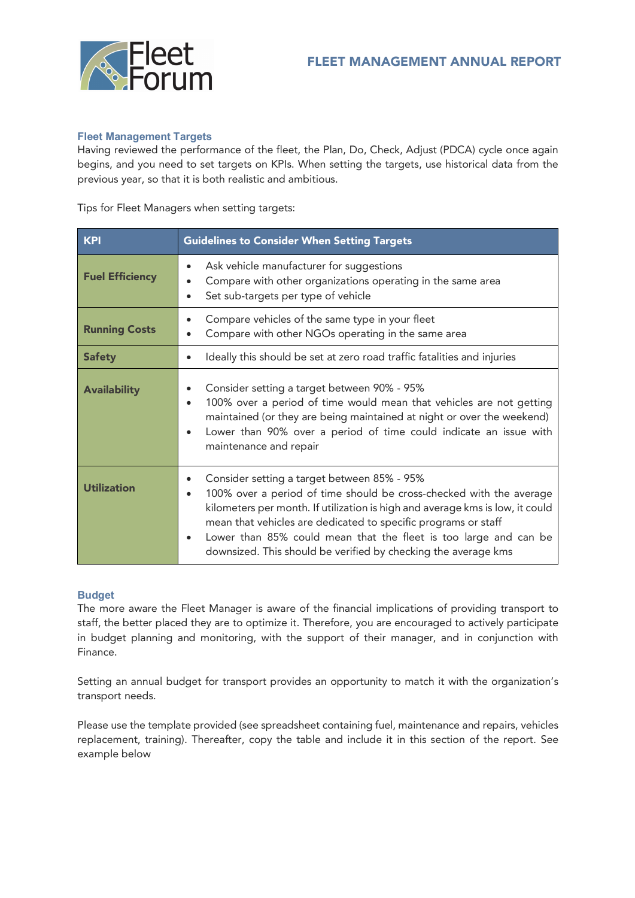### Fleet Management Targets

Having reviewed the performance of the fleet, the Plan, Do, Check, Adjust (PDCA) cycle once again begins, and you need to set targets on KPIs. When setting the targets, use historical data from the previous year, so that it is both realistic and ambitious.

Tips for Fleet Managers when setting targets:

| KPI | Guidelines to Consider When Setting Targets |
|---|---|
| **Fuel Efficiency** | • Ask vehicle manufacturer for suggestions<br>• Compare with other organizations operating in the same area<br>• Set sub-targets per type of vehicle |
| **Running Costs** | • Compare vehicles of the same type in your fleet<br>• Compare with other NGOs operating in the same area |
| **Safety** | • Ideally this should be set at zero road traffic fatalities and injuries |
| **Availability** | • Consider setting a target between 90% - 95%<br>• 100% over a period of time would mean that vehicles are not getting maintained (or they are being maintained at night or over the weekend)<br>• Lower than 90% over a period of time could indicate an issue with maintenance and repair |
| **Utilization** | • Consider setting a target between 85% - 95%<br>• 100% over a period of time should be cross-checked with the average kilometers per month. If utilization is high and average kms is low, it could mean that vehicles are dedicated to specific programs or staff<br>• Lower than 85% could mean that the fleet is too large and can be downsized. This should be verified by checking the average kms |

### Budget

The more aware the Fleet Manager is aware of the financial implications of providing transport to staff, the better placed they are to optimize it. Therefore, you are encouraged to actively participate in budget planning and monitoring, with the support of their manager, and in conjunction with Finance.

Setting an annual budget for transport provides an opportunity to match it with the organization's transport needs.

Please use the template provided (see spreadsheet containing fuel, maintenance and repairs, vehicles replacement, training). Thereafter, copy the table and include it in this section of the report. See example below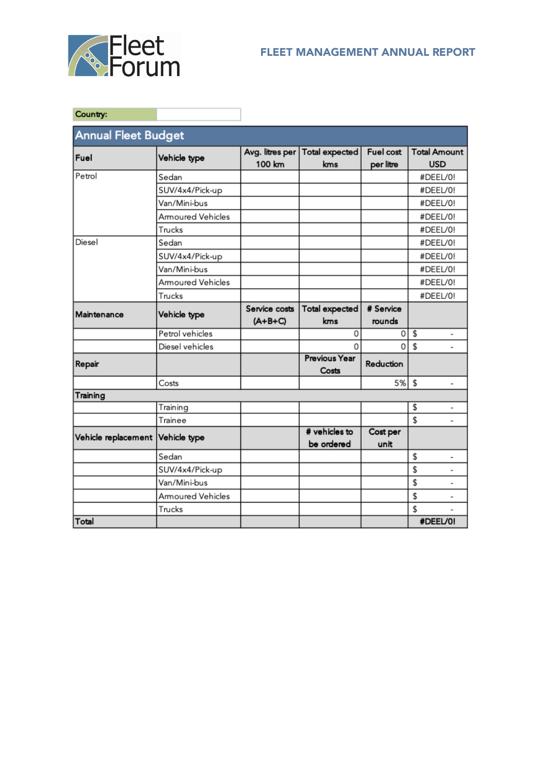# FLEET MANAGEMENT ANNUAL REPORT

| Country: | |
|---|---|

## Annual Fleet Budget

| Fuel | Vehicle type | Avg. litres per 100 km | Total expected kms | Fuel cost per litre | Total Amount USD |
|---|---|---|---|---|---|
| Petrol | Sedan | | | | #DEEL/0! |
| | SUV/4x4/Pick-up | | | | #DEEL/0! |
| | Van/Mini-bus | | | | #DEEL/0! |
| | Armoured Vehicles | | | | #DEEL/0! |
| | Trucks | | | | #DEEL/0! |
| Diesel | Sedan | | | | #DEEL/0! |
| | SUV/4x4/Pick-up | | | | #DEEL/0! |
| | Van/Mini-bus | | | | #DEEL/0! |
| | Armoured Vehicles | | | | #DEEL/0! |
| | Trucks | | | | #DEEL/0! |
| **Maintenance** | **Vehicle type** | **Service costs (A+B+C)** | **Total expected kms** | **# Service rounds** | |
| | Petrol vehicles | | 0 | 0 | $ - |
| | Diesel vehicles | | 0 | 0 | $ - |
| **Repair** | | | **Previous Year Costs** | **Reduction** | |
| | Costs | | | 5% | $ - |
| **Training** | | | | | |
| | Training | | | | $ - |
| | Trainee | | | | $ - |
| **Vehicle replacement** | **Vehicle type** | | **# vehicles to be ordered** | **Cost per unit** | |
| | Sedan | | | | $ - |
| | SUV/4x4/Pick-up | | | | $ - |
| | Van/Mini-bus | | | | $ - |
| | Armoured Vehicles | | | | $ - |
| | Trucks | | | | $ - |
| **Total** | | | | | **#DEEL/0!** |